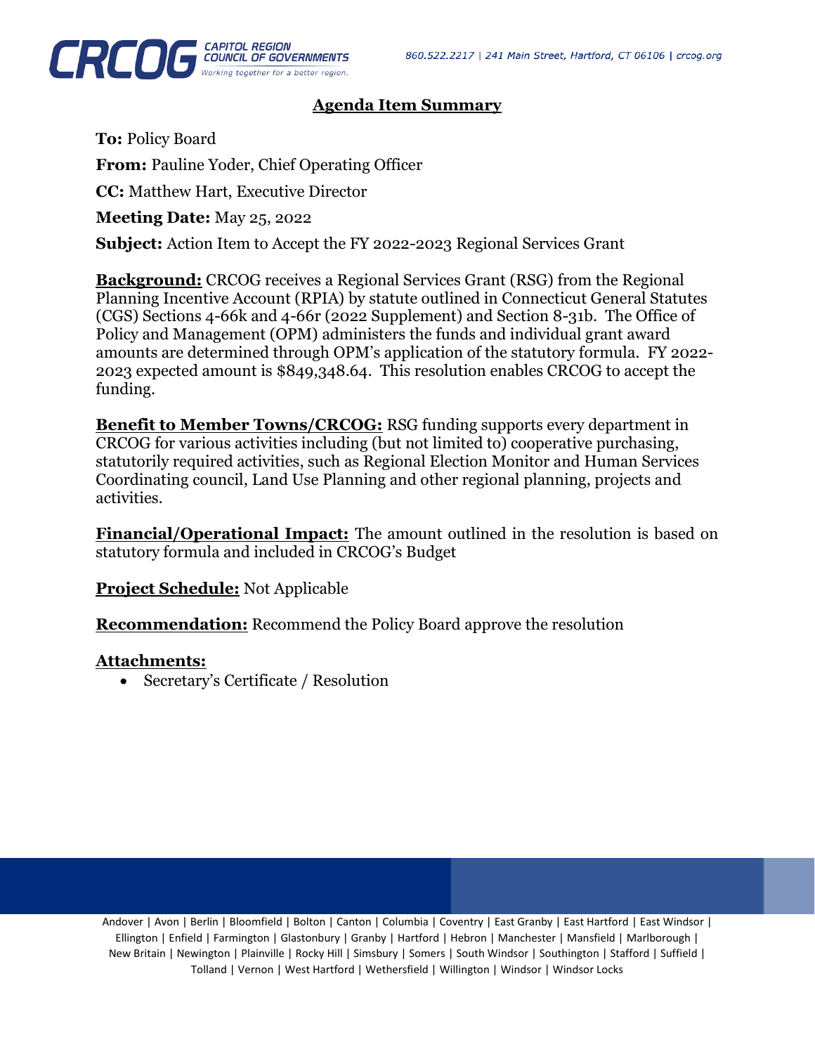## Agenda Item Summary

**To:** Policy Board

**From:** Pauline Yoder, Chief Operating Officer

**CC:** Matthew Hart, Executive Director

**Meeting Date:** May 25, 2022

**Subject:** Action Item to Accept the FY 2022-2023 Regional Services Grant

**Background:** CRCOG receives a Regional Services Grant (RSG) from the Regional Planning Incentive Account (RPIA) by statute outlined in Connecticut General Statutes (CGS) Sections 4-66k and 4-66r (2022 Supplement) and Section 8-31b. The Office of Policy and Management (OPM) administers the funds and individual grant award amounts are determined through OPM's application of the statutory formula. FY 2022-2023 expected amount is $849,348.64. This resolution enables CRCOG to accept the funding.

**Benefit to Member Towns/CRCOG:** RSG funding supports every department in CRCOG for various activities including (but not limited to) cooperative purchasing, statutorily required activities, such as Regional Election Monitor and Human Services Coordinating council, Land Use Planning and other regional planning, projects and activities.

**Financial/Operational Impact:** The amount outlined in the resolution is based on statutory formula and included in CRCOG's Budget

**Project Schedule:** Not Applicable

**Recommendation:** Recommend the Policy Board approve the resolution

**Attachments:**

- Secretary's Certificate / Resolution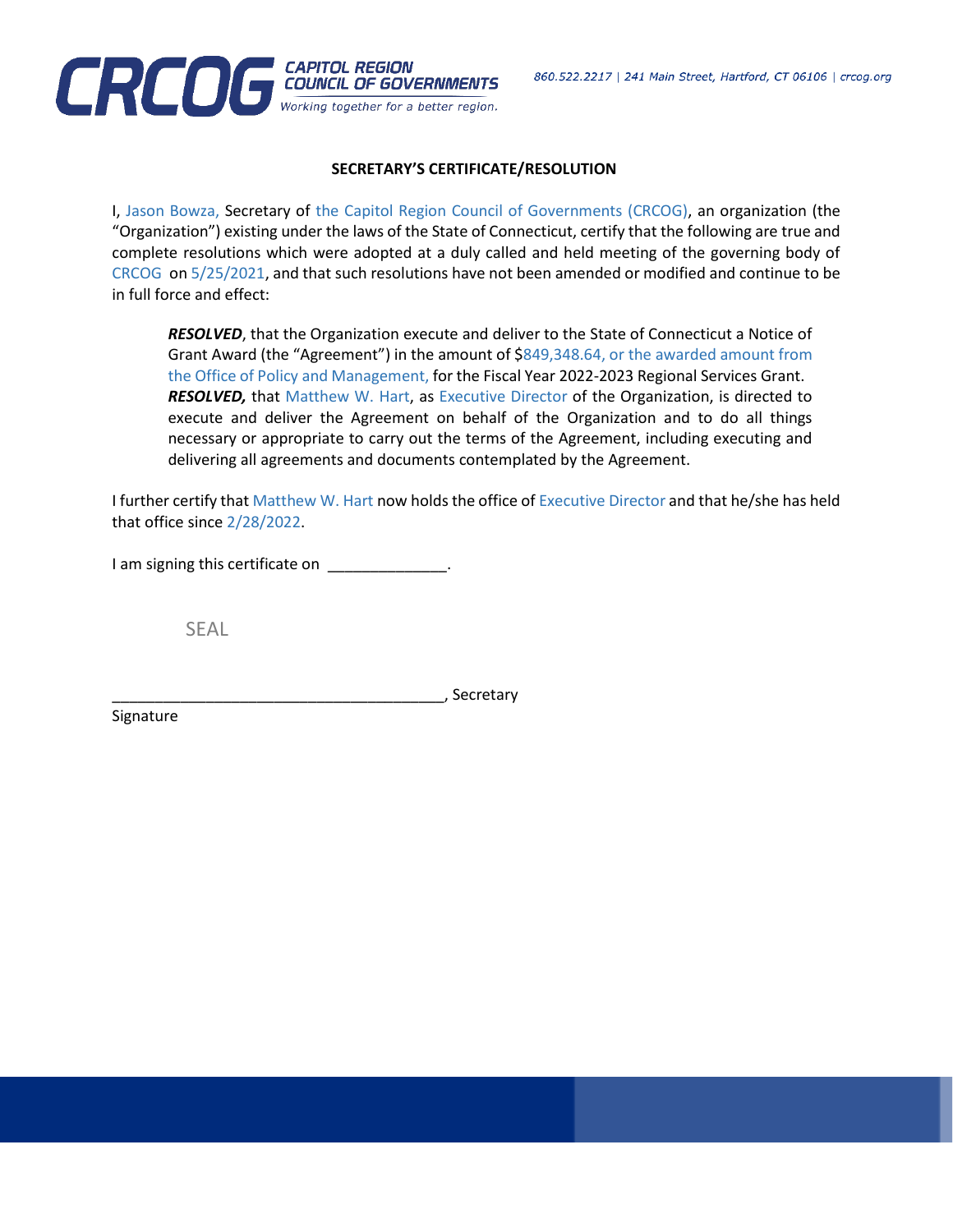CRCOG CAPITOL REGION COUNCIL OF GOVERNMENTS Working together for a better region.

860.522.2217 | 241 Main Street, Hartford, CT 06106 | crcog.org

**SECRETARY'S CERTIFICATE/RESOLUTION**

I, Jason Bowza, Secretary of the Capitol Region Council of Governments (CRCOG), an organization (the "Organization") existing under the laws of the State of Connecticut, certify that the following are true and complete resolutions which were adopted at a duly called and held meeting of the governing body of CRCOG on 5/25/2021, and that such resolutions have not been amended or modified and continue to be in full force and effect:

> ***RESOLVED***, that the Organization execute and deliver to the State of Connecticut a Notice of Grant Award (the "Agreement") in the amount of $849,348.64, or the awarded amount from the Office of Policy and Management, for the Fiscal Year 2022-2023 Regional Services Grant.
> ***RESOLVED,*** that Matthew W. Hart, as Executive Director of the Organization, is directed to execute and deliver the Agreement on behalf of the Organization and to do all things necessary or appropriate to carry out the terms of the Agreement, including executing and delivering all agreements and documents contemplated by the Agreement.

I further certify that Matthew W. Hart now holds the office of Executive Director and that he/she has held that office since 2/28/2022.

I am signing this certificate on ______________.

SEAL

_______________________________________, Secretary
Signature